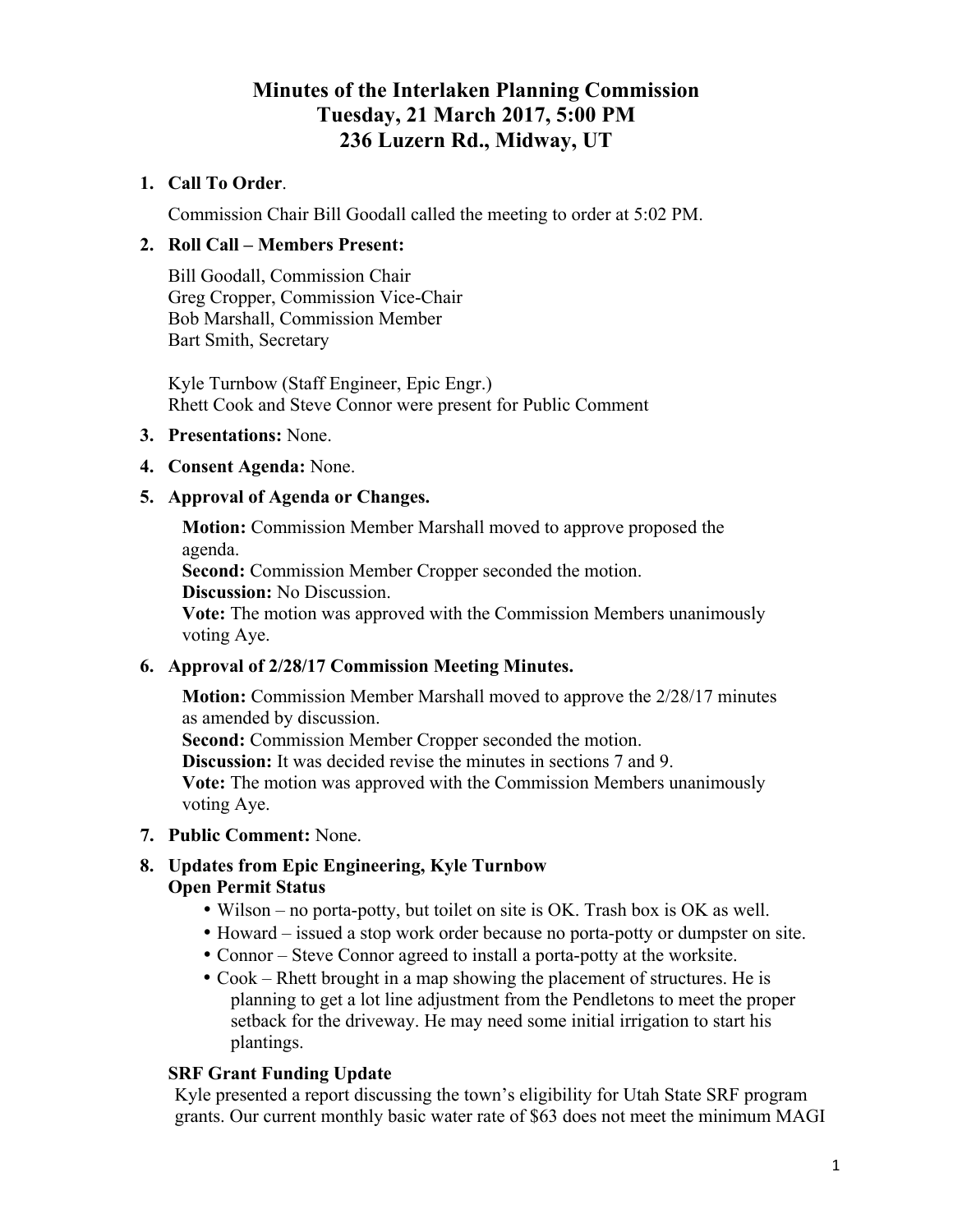# Minutes of the Interlaken Planning Commission
## Tuesday, 21 March 2017, 5:00 PM
## 236 Luzern Rd., Midway, UT

1. **Call To Order**.

   Commission Chair Bill Goodall called the meeting to order at 5:02 PM.

2. **Roll Call – Members Present:**

   Bill Goodall, Commission Chair
   Greg Cropper, Commission Vice-Chair
   Bob Marshall, Commission Member
   Bart Smith, Secretary

   Kyle Turnbow (Staff Engineer, Epic Engr.)
   Rhett Cook and Steve Connor were present for Public Comment

3. **Presentations:** None.

4. **Consent Agenda:** None.

5. **Approval of Agenda or Changes.**

   **Motion:** Commission Member Marshall moved to approve proposed the agenda.
   **Second:** Commission Member Cropper seconded the motion.
   **Discussion:** No Discussion.
   **Vote:** The motion was approved with the Commission Members unanimously voting Aye.

6. **Approval of 2/28/17 Commission Meeting Minutes.**

   **Motion:** Commission Member Marshall moved to approve the 2/28/17 minutes as amended by discussion.
   **Second:** Commission Member Cropper seconded the motion.
   **Discussion:** It was decided revise the minutes in sections 7 and 9.
   **Vote:** The motion was approved with the Commission Members unanimously voting Aye.

7. **Public Comment:** None.

8. **Updates from Epic Engineering, Kyle Turnbow**
   **Open Permit Status**
   - Wilson – no porta-potty, but toilet on site is OK. Trash box is OK as well.
   - Howard – issued a stop work order because no porta-potty or dumpster on site.
   - Connor – Steve Connor agreed to install a porta-potty at the worksite.
   - Cook – Rhett brought in a map showing the placement of structures. He is planning to get a lot line adjustment from the Pendletons to meet the proper setback for the driveway. He may need some initial irrigation to start his plantings.

   **SRF Grant Funding Update**
   Kyle presented a report discussing the town's eligibility for Utah State SRF program grants. Our current monthly basic water rate of $63 does not meet the minimum MAGI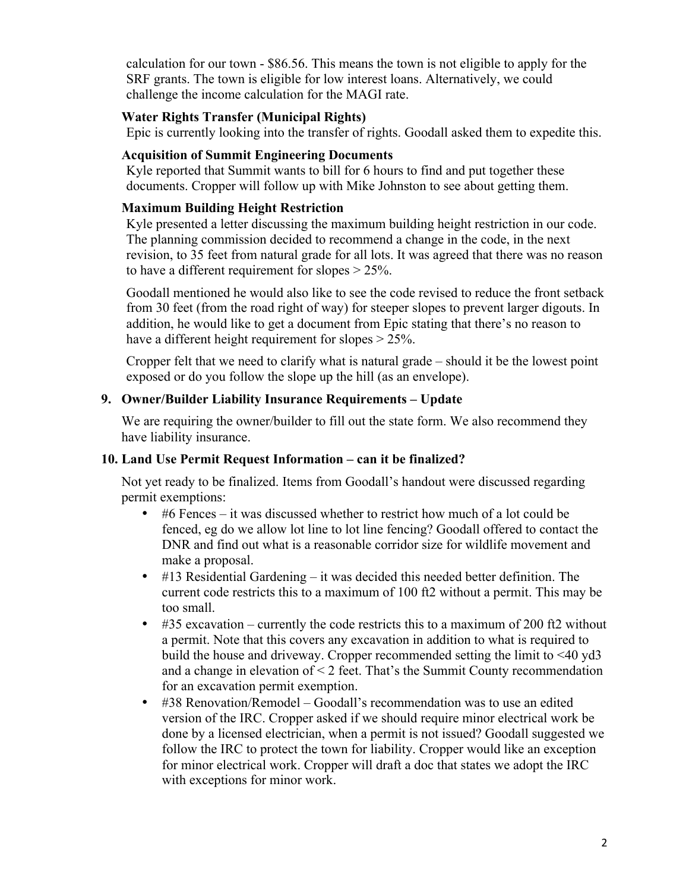calculation for our town - $86.56. This means the town is not eligible to apply for the SRF grants. The town is eligible for low interest loans. Alternatively, we could challenge the income calculation for the MAGI rate.

**Water Rights Transfer (Municipal Rights)**

Epic is currently looking into the transfer of rights. Goodall asked them to expedite this.

**Acquisition of Summit Engineering Documents**

Kyle reported that Summit wants to bill for 6 hours to find and put together these documents. Cropper will follow up with Mike Johnston to see about getting them.

**Maximum Building Height Restriction**

Kyle presented a letter discussing the maximum building height restriction in our code. The planning commission decided to recommend a change in the code, in the next revision, to 35 feet from natural grade for all lots. It was agreed that there was no reason to have a different requirement for slopes > 25%.

Goodall mentioned he would also like to see the code revised to reduce the front setback from 30 feet (from the road right of way) for steeper slopes to prevent larger digouts. In addition, he would like to get a document from Epic stating that there's no reason to have a different height requirement for slopes > 25%.

Cropper felt that we need to clarify what is natural grade – should it be the lowest point exposed or do you follow the slope up the hill (as an envelope).

**9. Owner/Builder Liability Insurance Requirements – Update**

We are requiring the owner/builder to fill out the state form. We also recommend they have liability insurance.

**10. Land Use Permit Request Information – can it be finalized?**

Not yet ready to be finalized. Items from Goodall's handout were discussed regarding permit exemptions:

- #6 Fences – it was discussed whether to restrict how much of a lot could be fenced, eg do we allow lot line to lot line fencing? Goodall offered to contact the DNR and find out what is a reasonable corridor size for wildlife movement and make a proposal.
- #13 Residential Gardening – it was decided this needed better definition. The current code restricts this to a maximum of 100 ft2 without a permit. This may be too small.
- #35 excavation – currently the code restricts this to a maximum of 200 ft2 without a permit. Note that this covers any excavation in addition to what is required to build the house and driveway. Cropper recommended setting the limit to <40 yd3 and a change in elevation of < 2 feet. That's the Summit County recommendation for an excavation permit exemption.
- #38 Renovation/Remodel – Goodall's recommendation was to use an edited version of the IRC. Cropper asked if we should require minor electrical work be done by a licensed electrician, when a permit is not issued? Goodall suggested we follow the IRC to protect the town for liability. Cropper would like an exception for minor electrical work. Cropper will draft a doc that states we adopt the IRC with exceptions for minor work.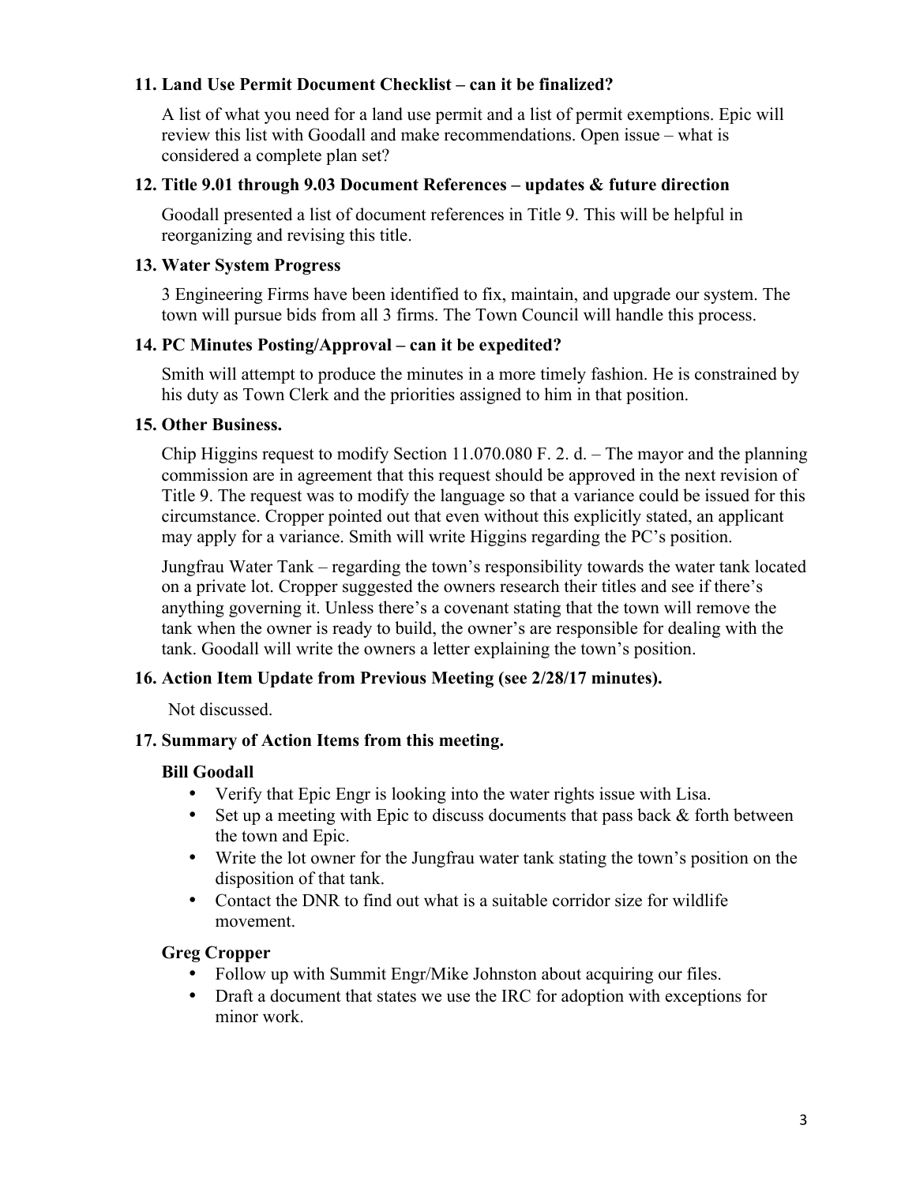### 11. Land Use Permit Document Checklist – can it be finalized?

A list of what you need for a land use permit and a list of permit exemptions. Epic will review this list with Goodall and make recommendations. Open issue – what is considered a complete plan set?

### 12. Title 9.01 through 9.03 Document References – updates & future direction

Goodall presented a list of document references in Title 9. This will be helpful in reorganizing and revising this title.

### 13. Water System Progress

3 Engineering Firms have been identified to fix, maintain, and upgrade our system. The town will pursue bids from all 3 firms. The Town Council will handle this process.

### 14. PC Minutes Posting/Approval – can it be expedited?

Smith will attempt to produce the minutes in a more timely fashion. He is constrained by his duty as Town Clerk and the priorities assigned to him in that position.

### 15. Other Business.

Chip Higgins request to modify Section 11.070.080 F. 2. d. – The mayor and the planning commission are in agreement that this request should be approved in the next revision of Title 9. The request was to modify the language so that a variance could be issued for this circumstance. Cropper pointed out that even without this explicitly stated, an applicant may apply for a variance. Smith will write Higgins regarding the PC's position.

Jungfrau Water Tank – regarding the town's responsibility towards the water tank located on a private lot. Cropper suggested the owners research their titles and see if there's anything governing it. Unless there's a covenant stating that the town will remove the tank when the owner is ready to build, the owner's are responsible for dealing with the tank. Goodall will write the owners a letter explaining the town's position.

### 16. Action Item Update from Previous Meeting (see 2/28/17 minutes).

Not discussed.

### 17. Summary of Action Items from this meeting.

**Bill Goodall**

- Verify that Epic Engr is looking into the water rights issue with Lisa.
- Set up a meeting with Epic to discuss documents that pass back & forth between the town and Epic.
- Write the lot owner for the Jungfrau water tank stating the town's position on the disposition of that tank.
- Contact the DNR to find out what is a suitable corridor size for wildlife movement.

**Greg Cropper**

- Follow up with Summit Engr/Mike Johnston about acquiring our files.
- Draft a document that states we use the IRC for adoption with exceptions for minor work.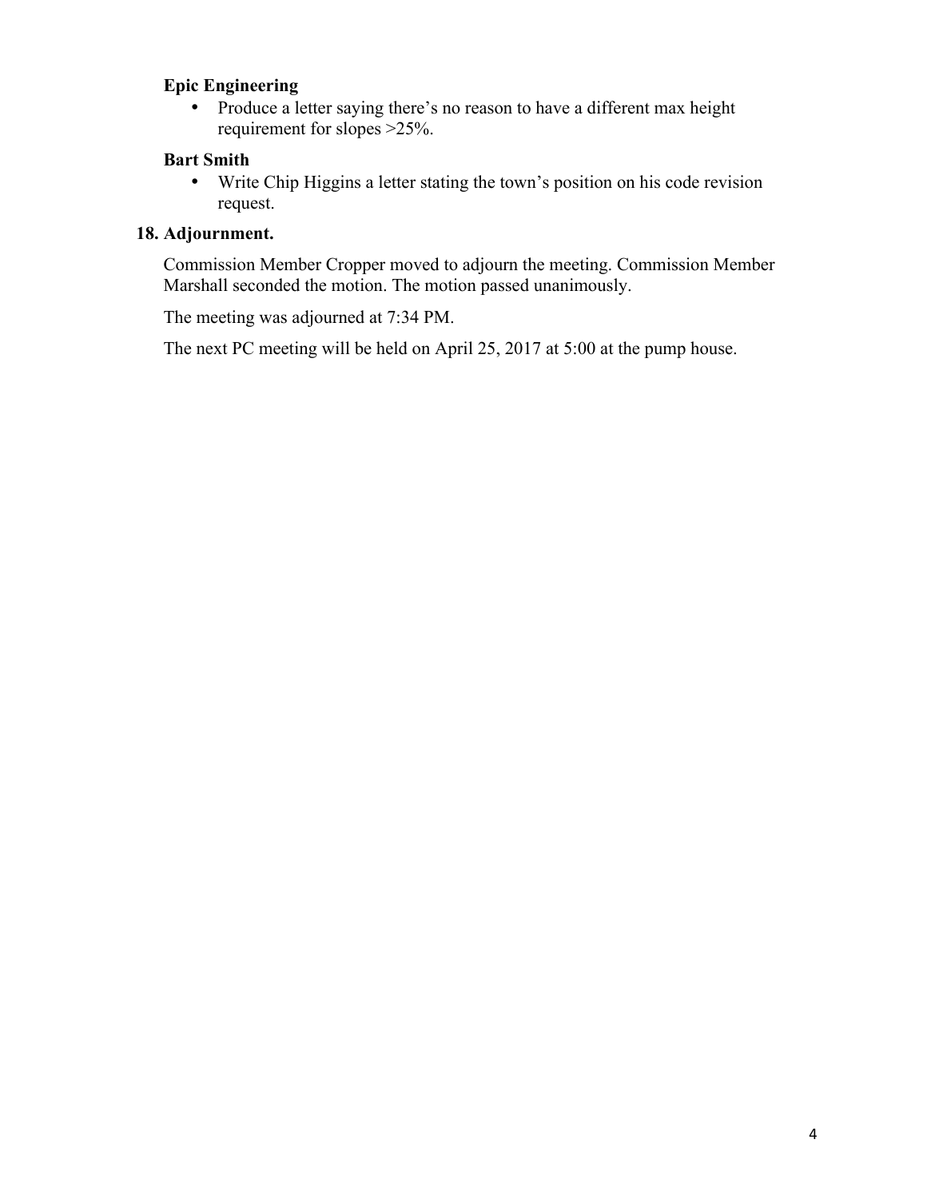**Epic Engineering**

- Produce a letter saying there's no reason to have a different max height requirement for slopes >25%.

**Bart Smith**

- Write Chip Higgins a letter stating the town's position on his code revision request.

### 18. Adjournment.

Commission Member Cropper moved to adjourn the meeting. Commission Member Marshall seconded the motion. The motion passed unanimously.

The meeting was adjourned at 7:34 PM.

The next PC meeting will be held on April 25, 2017 at 5:00 at the pump house.